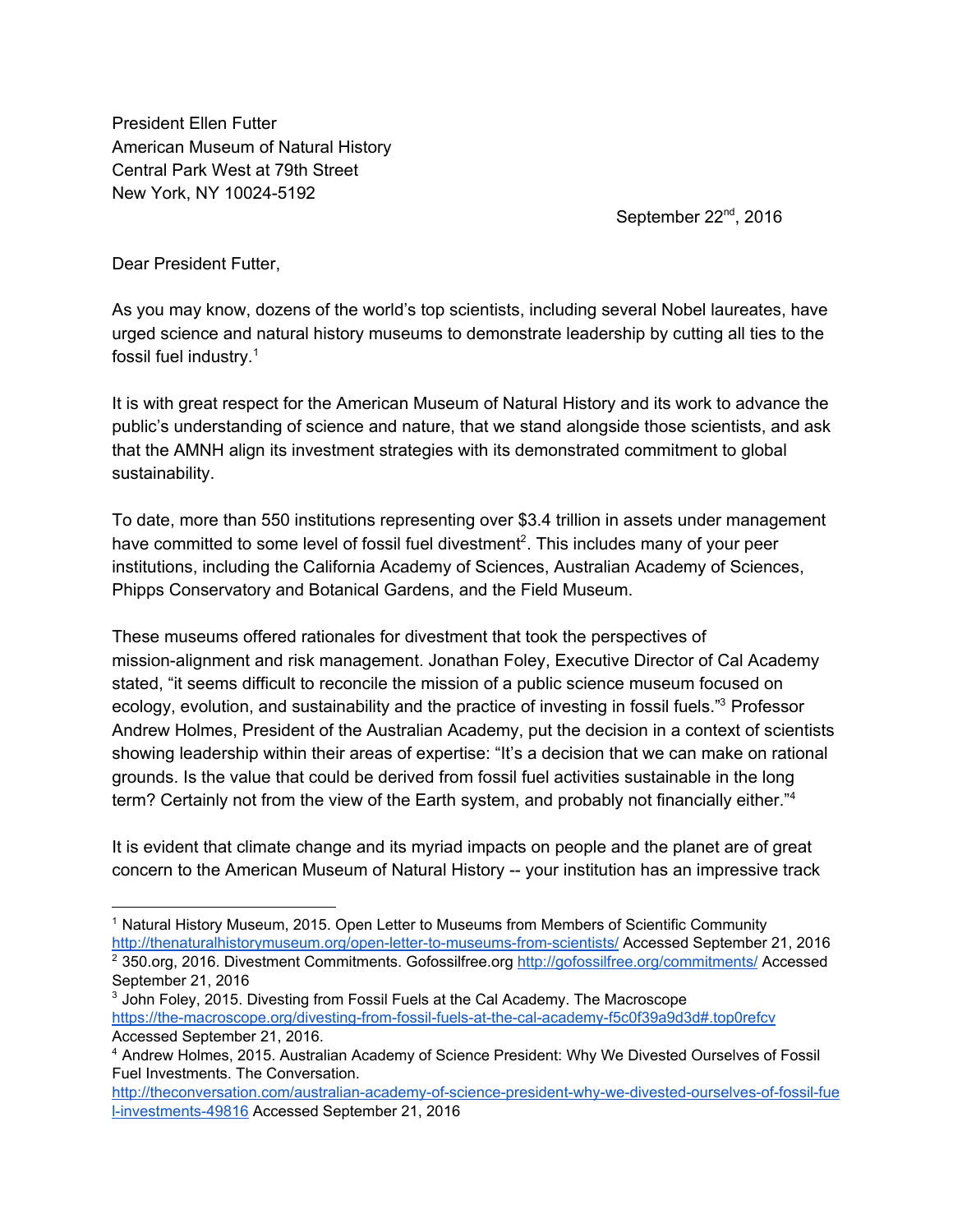President Ellen Futter
American Museum of Natural History
Central Park West at 79th Street
New York, NY 10024-5192

September 22nd, 2016

Dear President Futter,

As you may know, dozens of the world's top scientists, including several Nobel laureates, have urged science and natural history museums to demonstrate leadership by cutting all ties to the fossil fuel industry.[1]

It is with great respect for the American Museum of Natural History and its work to advance the public's understanding of science and nature, that we stand alongside those scientists, and ask that the AMNH align its investment strategies with its demonstrated commitment to global sustainability.

To date, more than 550 institutions representing over $3.4 trillion in assets under management have committed to some level of fossil fuel divestment[2]. This includes many of your peer institutions, including the California Academy of Sciences, Australian Academy of Sciences, Phipps Conservatory and Botanical Gardens, and the Field Museum.

These museums offered rationales for divestment that took the perspectives of mission-alignment and risk management. Jonathan Foley, Executive Director of Cal Academy stated, "it seems difficult to reconcile the mission of a public science museum focused on ecology, evolution, and sustainability and the practice of investing in fossil fuels."[3] Professor Andrew Holmes, President of the Australian Academy, put the decision in a context of scientists showing leadership within their areas of expertise: "It's a decision that we can make on rational grounds. Is the value that could be derived from fossil fuel activities sustainable in the long term? Certainly not from the view of the Earth system, and probably not financially either."[4]

It is evident that climate change and its myriad impacts on people and the planet are of great concern to the American Museum of Natural History -- your institution has an impressive track

---

[1] Natural History Museum, 2015. Open Letter to Museums from Members of Scientific Community http://thenaturalhistorymuseum.org/open-letter-to-museums-from-scientists/ Accessed September 21, 2016

[2] 350.org, 2016. Divestment Commitments. Gofossilfree.org http://gofossilfree.org/commitments/ Accessed September 21, 2016

[3] John Foley, 2015. Divesting from Fossil Fuels at the Cal Academy. The Macroscope https://the-macroscope.org/divesting-from-fossil-fuels-at-the-cal-academy-f5c0f39a9d3d#.top0refcv Accessed September 21, 2016.

[4] Andrew Holmes, 2015. Australian Academy of Science President: Why We Divested Ourselves of Fossil Fuel Investments. The Conversation. http://theconversation.com/australian-academy-of-science-president-why-we-divested-ourselves-of-fossil-fuel-investments-49816 Accessed September 21, 2016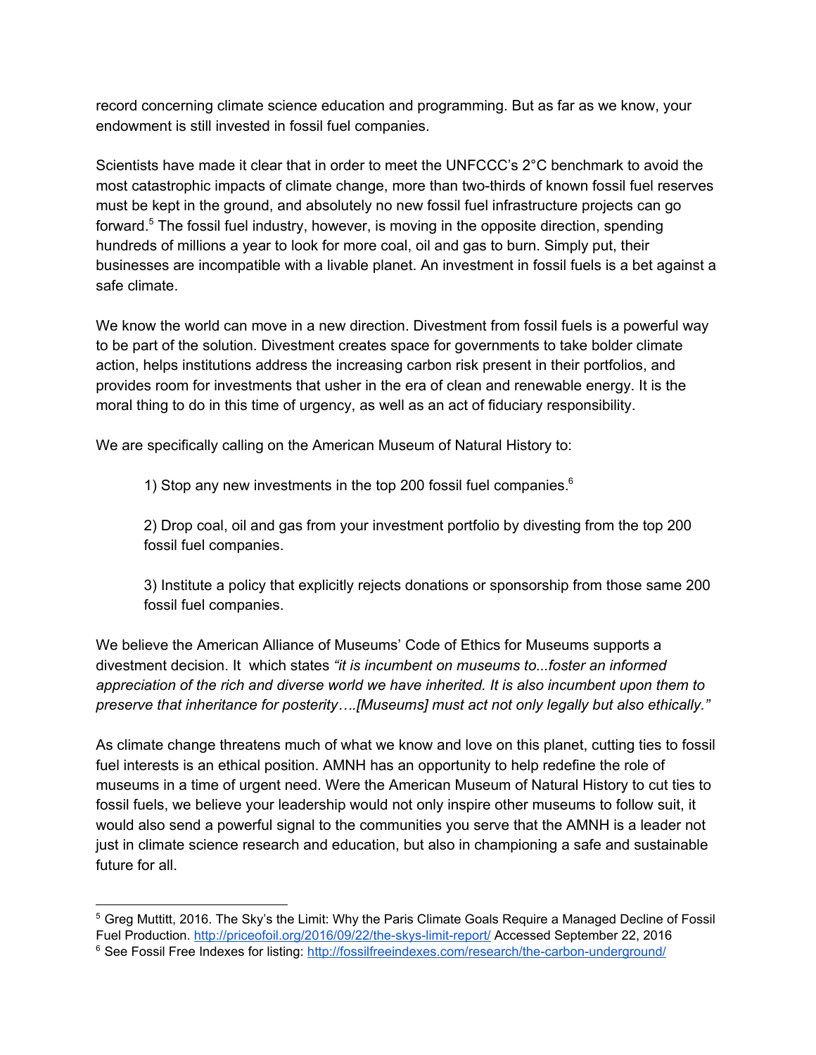record concerning climate science education and programming. But as far as we know, your endowment is still invested in fossil fuel companies.

Scientists have made it clear that in order to meet the UNFCCC's 2°C benchmark to avoid the most catastrophic impacts of climate change, more than two-thirds of known fossil fuel reserves must be kept in the ground, and absolutely no new fossil fuel infrastructure projects can go forward.[5] The fossil fuel industry, however, is moving in the opposite direction, spending hundreds of millions a year to look for more coal, oil and gas to burn. Simply put, their businesses are incompatible with a livable planet. An investment in fossil fuels is a bet against a safe climate.

We know the world can move in a new direction. Divestment from fossil fuels is a powerful way to be part of the solution. Divestment creates space for governments to take bolder climate action, helps institutions address the increasing carbon risk present in their portfolios, and provides room for investments that usher in the era of clean and renewable energy. It is the moral thing to do in this time of urgency, as well as an act of fiduciary responsibility.

We are specifically calling on the American Museum of Natural History to:

> 1) Stop any new investments in the top 200 fossil fuel companies.[6]
>
> 2) Drop coal, oil and gas from your investment portfolio by divesting from the top 200 fossil fuel companies.
>
> 3) Institute a policy that explicitly rejects donations or sponsorship from those same 200 fossil fuel companies.

We believe the American Alliance of Museums' Code of Ethics for Museums supports a divestment decision. It which states *"it is incumbent on museums to...foster an informed appreciation of the rich and diverse world we have inherited. It is also incumbent upon them to preserve that inheritance for posterity….[Museums] must act not only legally but also ethically."*

As climate change threatens much of what we know and love on this planet, cutting ties to fossil fuel interests is an ethical position. AMNH has an opportunity to help redefine the role of museums in a time of urgent need. Were the American Museum of Natural History to cut ties to fossil fuels, we believe your leadership would not only inspire other museums to follow suit, it would also send a powerful signal to the communities you serve that the AMNH is a leader not just in climate science research and education, but also in championing a safe and sustainable future for all.

---

[5] Greg Muttitt, 2016. The Sky's the Limit: Why the Paris Climate Goals Require a Managed Decline of Fossil Fuel Production. http://priceofoil.org/2016/09/22/the-skys-limit-report/ Accessed September 22, 2016

[6] See Fossil Free Indexes for listing: http://fossilfreeindexes.com/research/the-carbon-underground/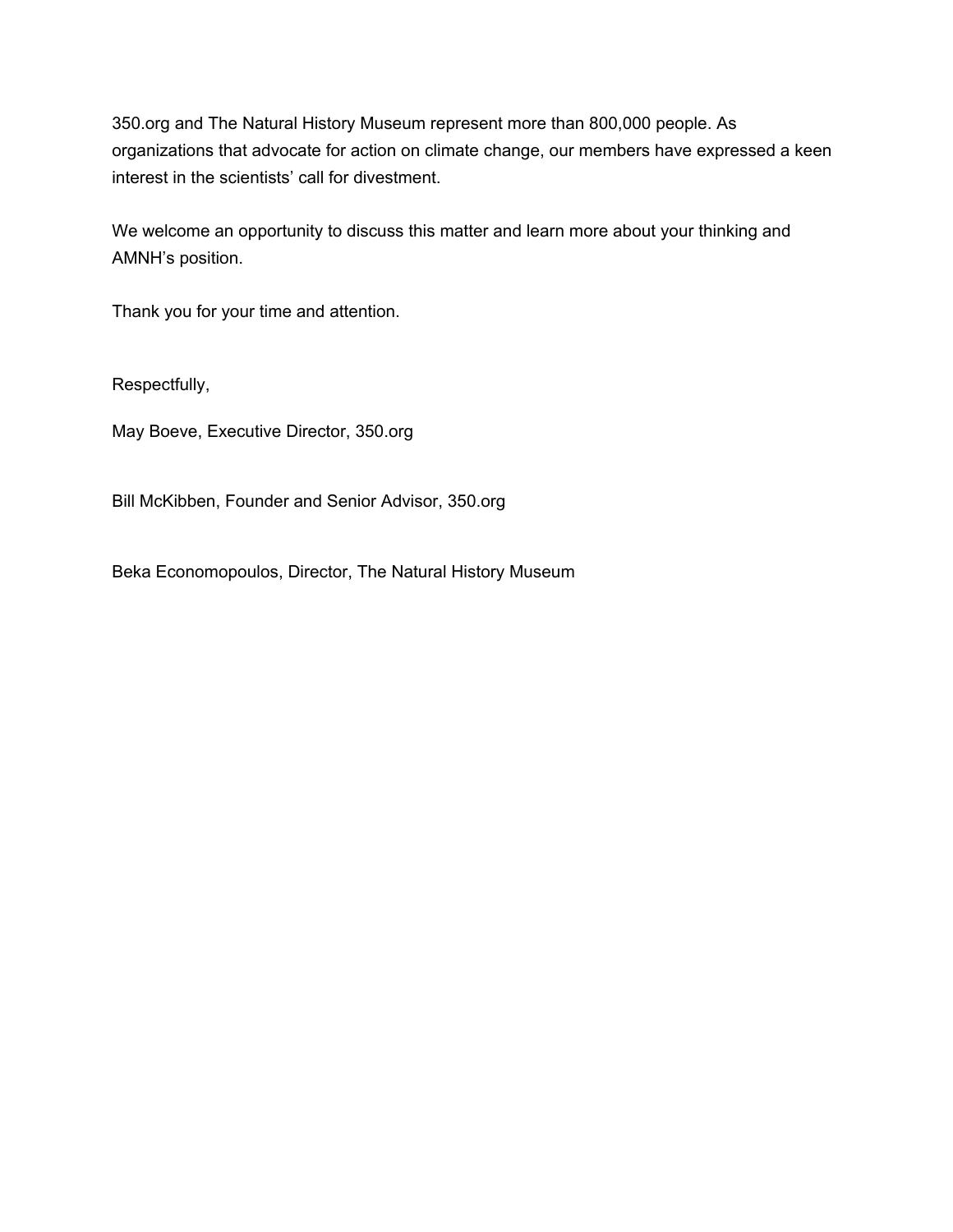350.org and The Natural History Museum represent more than 800,000 people. As organizations that advocate for action on climate change, our members have expressed a keen interest in the scientists' call for divestment.

We welcome an opportunity to discuss this matter and learn more about your thinking and AMNH's position.

Thank you for your time and attention.

Respectfully,

May Boeve, Executive Director, 350.org

Bill McKibben, Founder and Senior Advisor, 350.org

Beka Economopoulos, Director, The Natural History Museum